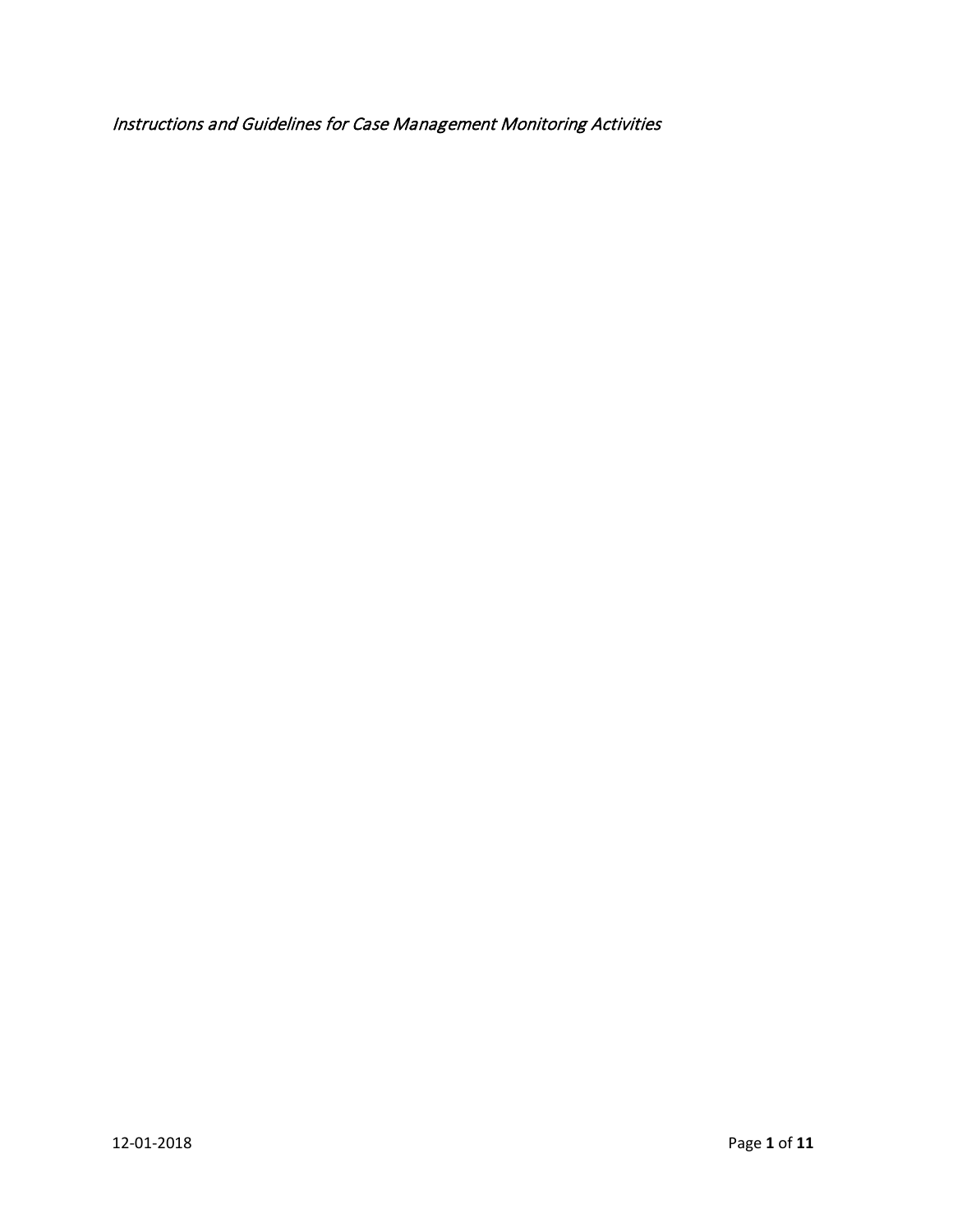*Instructions and Guidelines for Case Management Monitoring Activities*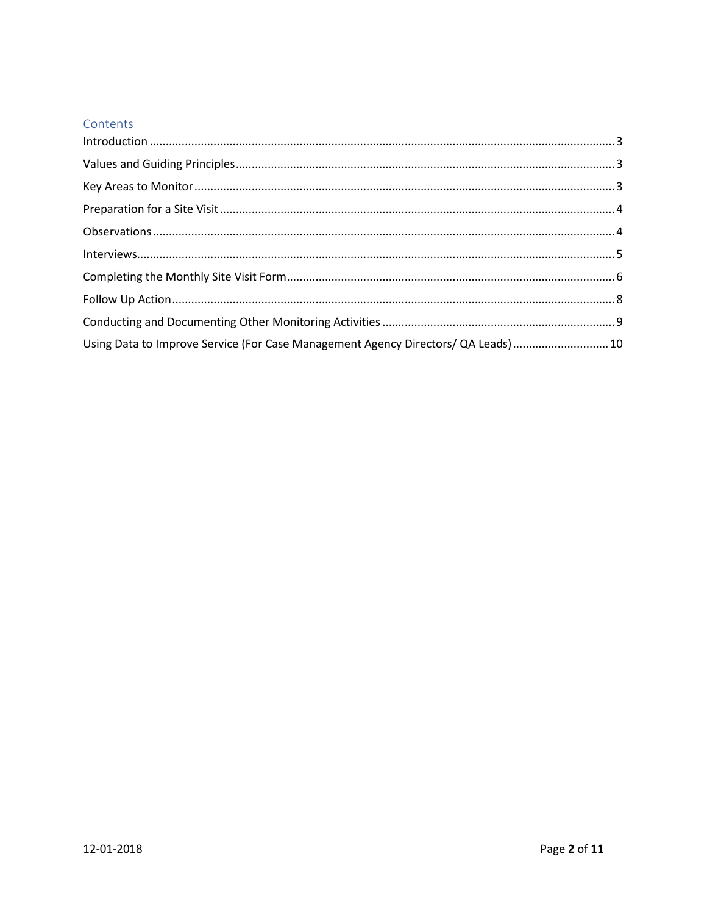## Contents

Introduction ........................................................................................................................................ 3

Values and Guiding Principles ............................................................................................................. 3

Key Areas to Monitor .......................................................................................................................... 3

Preparation for a Site Visit .................................................................................................................. 4

Observations ....................................................................................................................................... 4

Interviews ............................................................................................................................................ 5

Completing the Monthly Site Visit Form ............................................................................................. 6

Follow Up Action ................................................................................................................................. 8

Conducting and Documenting Other Monitoring Activities ................................................................ 9

Using Data to Improve Service (For Case Management Agency Directors/ QA Leads) ........................ 10

12-01-2018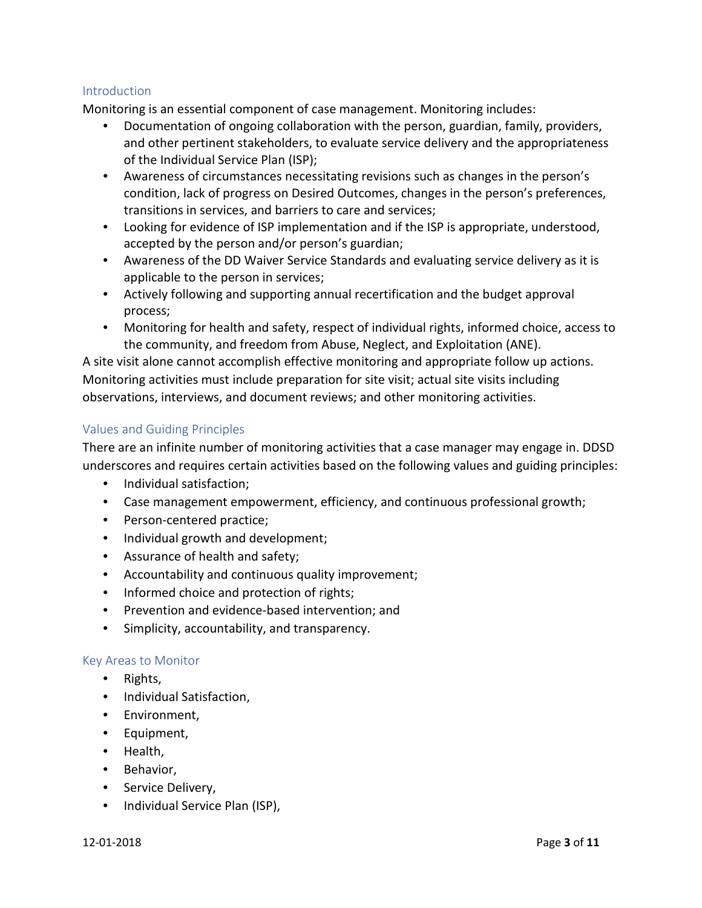## Introduction

Monitoring is an essential component of case management. Monitoring includes:

- Documentation of ongoing collaboration with the person, guardian, family, providers, and other pertinent stakeholders, to evaluate service delivery and the appropriateness of the Individual Service Plan (ISP);
- Awareness of circumstances necessitating revisions such as changes in the person's condition, lack of progress on Desired Outcomes, changes in the person's preferences, transitions in services, and barriers to care and services;
- Looking for evidence of ISP implementation and if the ISP is appropriate, understood, accepted by the person and/or person's guardian;
- Awareness of the DD Waiver Service Standards and evaluating service delivery as it is applicable to the person in services;
- Actively following and supporting annual recertification and the budget approval process;
- Monitoring for health and safety, respect of individual rights, informed choice, access to the community, and freedom from Abuse, Neglect, and Exploitation (ANE).

A site visit alone cannot accomplish effective monitoring and appropriate follow up actions. Monitoring activities must include preparation for site visit; actual site visits including observations, interviews, and document reviews; and other monitoring activities.

## Values and Guiding Principles

There are an infinite number of monitoring activities that a case manager may engage in. DDSD underscores and requires certain activities based on the following values and guiding principles:

- Individual satisfaction;
- Case management empowerment, efficiency, and continuous professional growth;
- Person-centered practice;
- Individual growth and development;
- Assurance of health and safety;
- Accountability and continuous quality improvement;
- Informed choice and protection of rights;
- Prevention and evidence-based intervention; and
- Simplicity, accountability, and transparency.

## Key Areas to Monitor

- Rights,
- Individual Satisfaction,
- Environment,
- Equipment,
- Health,
- Behavior,
- Service Delivery,
- Individual Service Plan (ISP),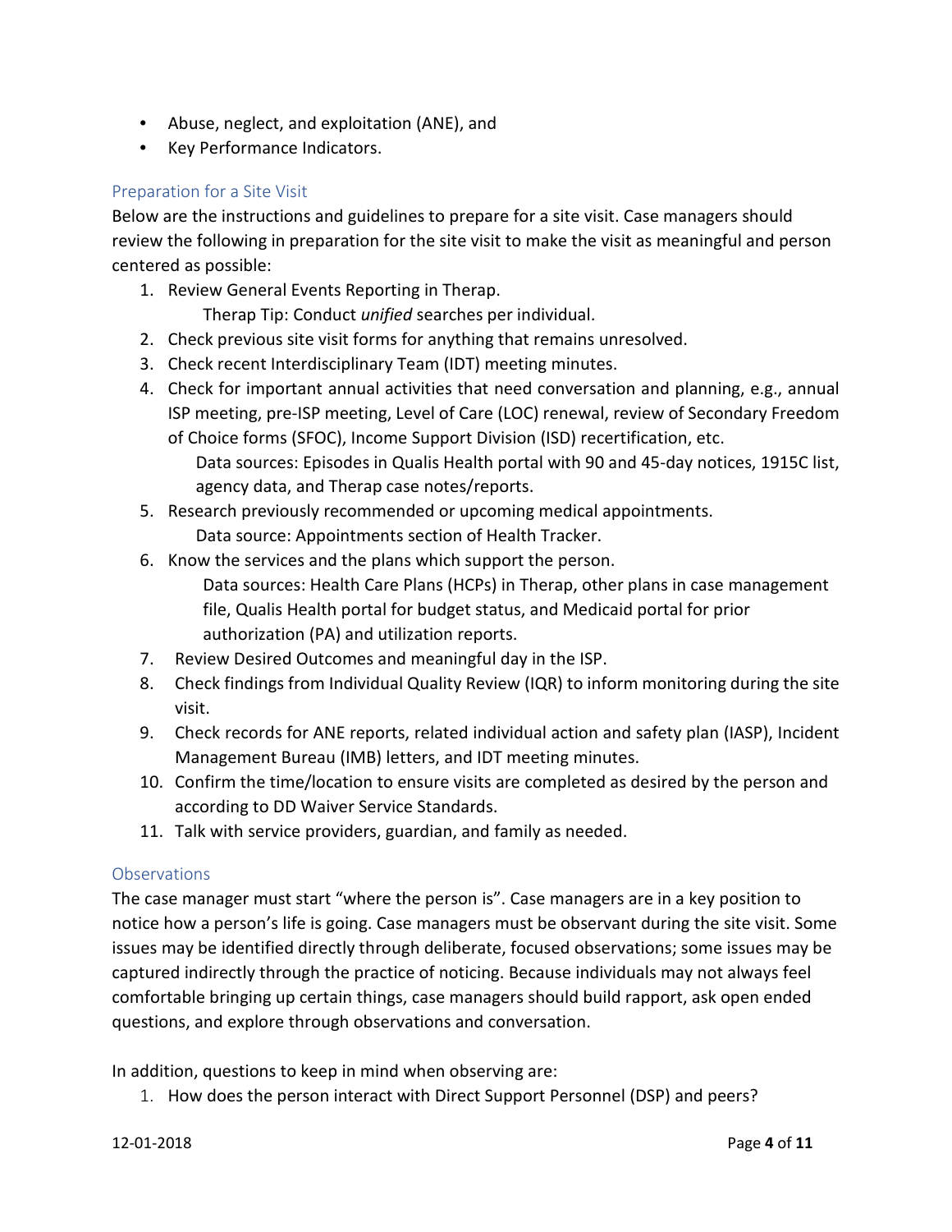- Abuse, neglect, and exploitation (ANE), and
- Key Performance Indicators.

### Preparation for a Site Visit

Below are the instructions and guidelines to prepare for a site visit. Case managers should review the following in preparation for the site visit to make the visit as meaningful and person centered as possible:

1. Review General Events Reporting in Therap.
   Therap Tip: Conduct *unified* searches per individual.
2. Check previous site visit forms for anything that remains unresolved.
3. Check recent Interdisciplinary Team (IDT) meeting minutes.
4. Check for important annual activities that need conversation and planning, e.g., annual ISP meeting, pre-ISP meeting, Level of Care (LOC) renewal, review of Secondary Freedom of Choice forms (SFOC), Income Support Division (ISD) recertification, etc.
   Data sources: Episodes in Qualis Health portal with 90 and 45-day notices, 1915C list, agency data, and Therap case notes/reports.
5. Research previously recommended or upcoming medical appointments.
   Data source: Appointments section of Health Tracker.
6. Know the services and the plans which support the person.
   Data sources: Health Care Plans (HCPs) in Therap, other plans in case management file, Qualis Health portal for budget status, and Medicaid portal for prior authorization (PA) and utilization reports.
7. Review Desired Outcomes and meaningful day in the ISP.
8. Check findings from Individual Quality Review (IQR) to inform monitoring during the site visit.
9. Check records for ANE reports, related individual action and safety plan (IASP), Incident Management Bureau (IMB) letters, and IDT meeting minutes.
10. Confirm the time/location to ensure visits are completed as desired by the person and according to DD Waiver Service Standards.
11. Talk with service providers, guardian, and family as needed.

### Observations

The case manager must start "where the person is". Case managers are in a key position to notice how a person's life is going. Case managers must be observant during the site visit. Some issues may be identified directly through deliberate, focused observations; some issues may be captured indirectly through the practice of noticing. Because individuals may not always feel comfortable bringing up certain things, case managers should build rapport, ask open ended questions, and explore through observations and conversation.

In addition, questions to keep in mind when observing are:

1. How does the person interact with Direct Support Personnel (DSP) and peers?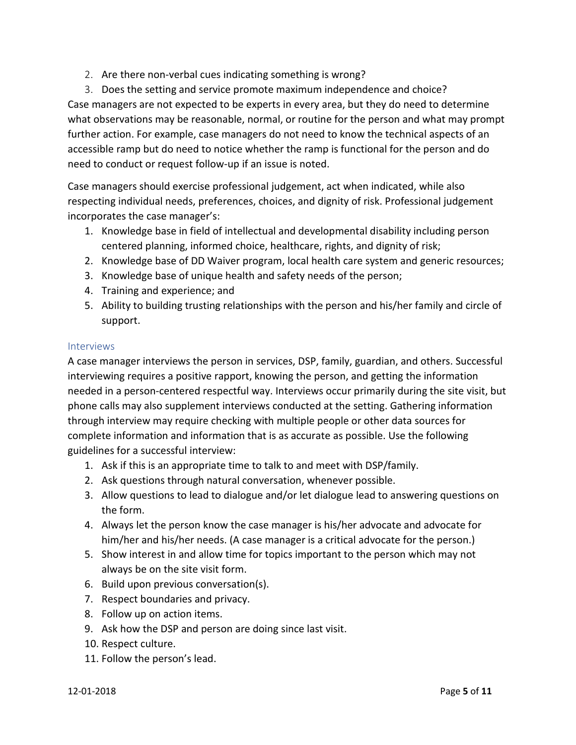2. Are there non-verbal cues indicating something is wrong?
3. Does the setting and service promote maximum independence and choice?

Case managers are not expected to be experts in every area, but they do need to determine what observations may be reasonable, normal, or routine for the person and what may prompt further action. For example, case managers do not need to know the technical aspects of an accessible ramp but do need to notice whether the ramp is functional for the person and do need to conduct or request follow-up if an issue is noted.

Case managers should exercise professional judgement, act when indicated, while also respecting individual needs, preferences, choices, and dignity of risk. Professional judgement incorporates the case manager's:

1. Knowledge base in field of intellectual and developmental disability including person centered planning, informed choice, healthcare, rights, and dignity of risk;
2. Knowledge base of DD Waiver program, local health care system and generic resources;
3. Knowledge base of unique health and safety needs of the person;
4. Training and experience; and
5. Ability to building trusting relationships with the person and his/her family and circle of support.

### Interviews

A case manager interviews the person in services, DSP, family, guardian, and others. Successful interviewing requires a positive rapport, knowing the person, and getting the information needed in a person-centered respectful way. Interviews occur primarily during the site visit, but phone calls may also supplement interviews conducted at the setting. Gathering information through interview may require checking with multiple people or other data sources for complete information and information that is as accurate as possible. Use the following guidelines for a successful interview:

1. Ask if this is an appropriate time to talk to and meet with DSP/family.
2. Ask questions through natural conversation, whenever possible.
3. Allow questions to lead to dialogue and/or let dialogue lead to answering questions on the form.
4. Always let the person know the case manager is his/her advocate and advocate for him/her and his/her needs. (A case manager is a critical advocate for the person.)
5. Show interest in and allow time for topics important to the person which may not always be on the site visit form.
6. Build upon previous conversation(s).
7. Respect boundaries and privacy.
8. Follow up on action items.
9. Ask how the DSP and person are doing since last visit.
10. Respect culture.
11. Follow the person's lead.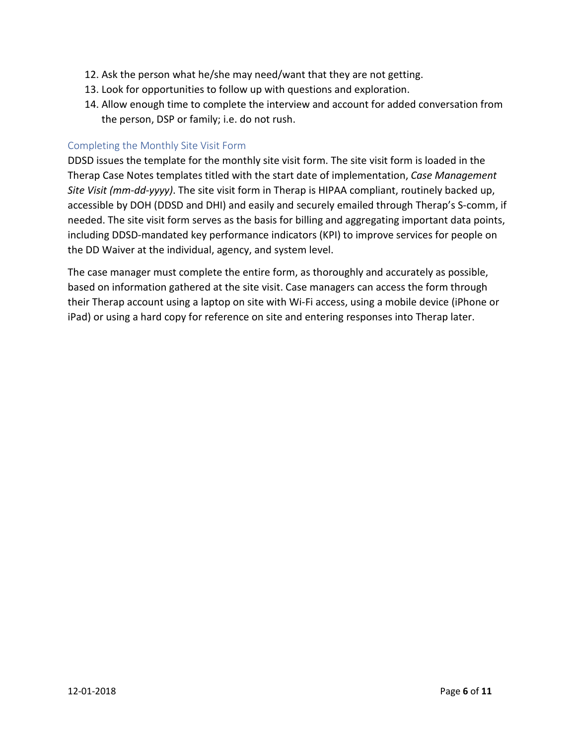12. Ask the person what he/she may need/want that they are not getting.
13. Look for opportunities to follow up with questions and exploration.
14. Allow enough time to complete the interview and account for added conversation from the person, DSP or family; i.e. do not rush.

## Completing the Monthly Site Visit Form

DDSD issues the template for the monthly site visit form. The site visit form is loaded in the Therap Case Notes templates titled with the start date of implementation, *Case Management Site Visit (mm-dd-yyyy)*. The site visit form in Therap is HIPAA compliant, routinely backed up, accessible by DOH (DDSD and DHI) and easily and securely emailed through Therap's S-comm, if needed. The site visit form serves as the basis for billing and aggregating important data points, including DDSD-mandated key performance indicators (KPI) to improve services for people on the DD Waiver at the individual, agency, and system level.

The case manager must complete the entire form, as thoroughly and accurately as possible, based on information gathered at the site visit. Case managers can access the form through their Therap account using a laptop on site with Wi-Fi access, using a mobile device (iPhone or iPad) or using a hard copy for reference on site and entering responses into Therap later.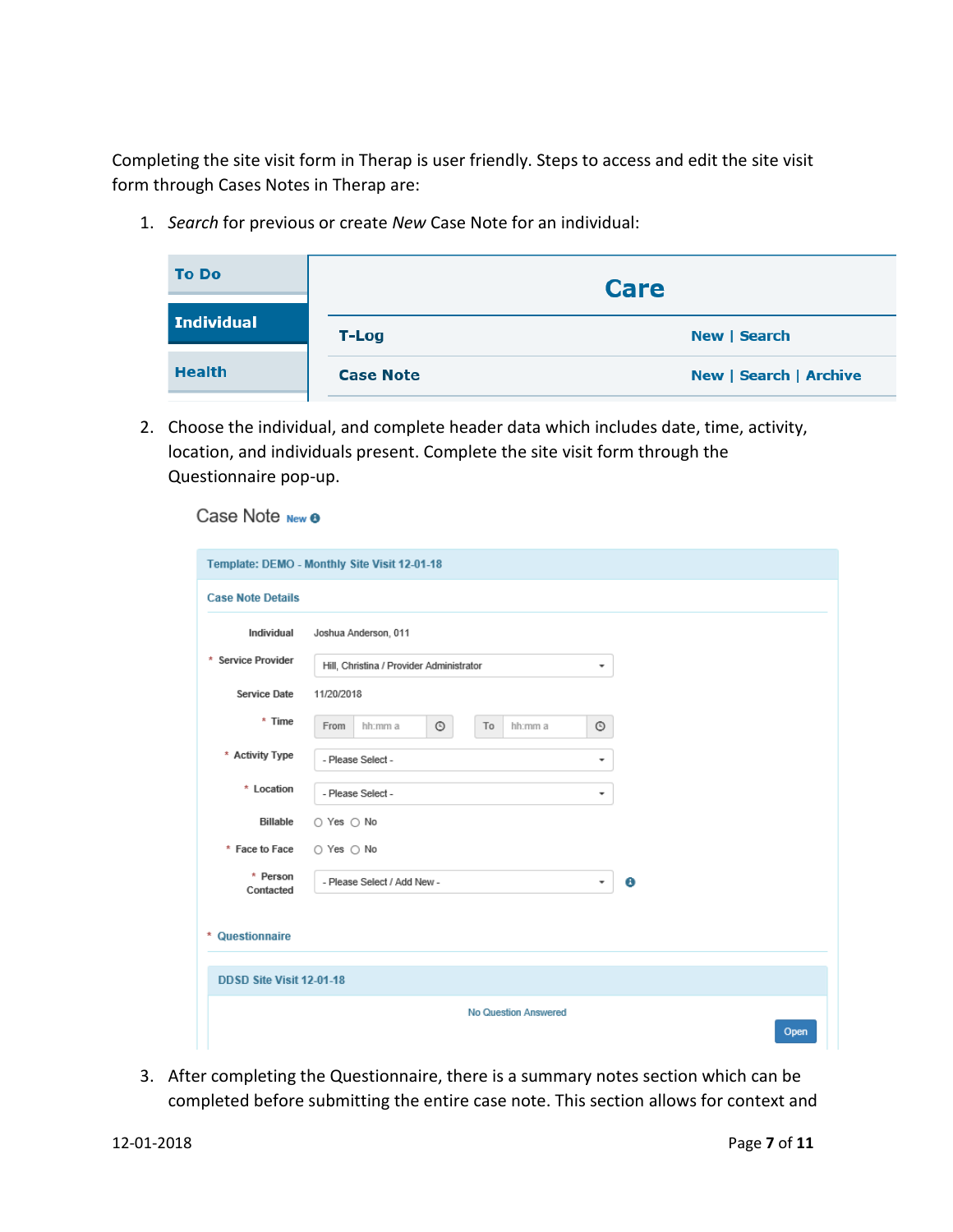Completing the site visit form in Therap is user friendly. Steps to access and edit the site visit form through Cases Notes in Therap are:

1. *Search* for previous or create *New* Case Note for an individual:

| To Do | Care | |
|---|---|---|
| **Individual** | **T-Log** | New \| Search |
| Health | **Case Note** | New \| Search \| Archive |

2. Choose the individual, and complete header data which includes date, time, activity, location, and individuals present. Complete the site visit form through the Questionnaire pop-up.

Case Note New

Template: DEMO - Monthly Site Visit 12-01-18

Case Note Details

| | |
|---|---|
| Individual | Joshua Anderson, 011 |
| * Service Provider | Hill, Christina / Provider Administrator |
| Service Date | 11/20/2018 |
| * Time | From hh:mm a To hh:mm a |
| * Activity Type | - Please Select - |
| * Location | - Please Select - |
| Billable | Yes No |
| * Face to Face | Yes No |
| * Person Contacted | - Please Select / Add New - |

\* Questionnaire

DDSD Site Visit 12-01-18

No Question Answered

Open

3. After completing the Questionnaire, there is a summary notes section which can be completed before submitting the entire case note. This section allows for context and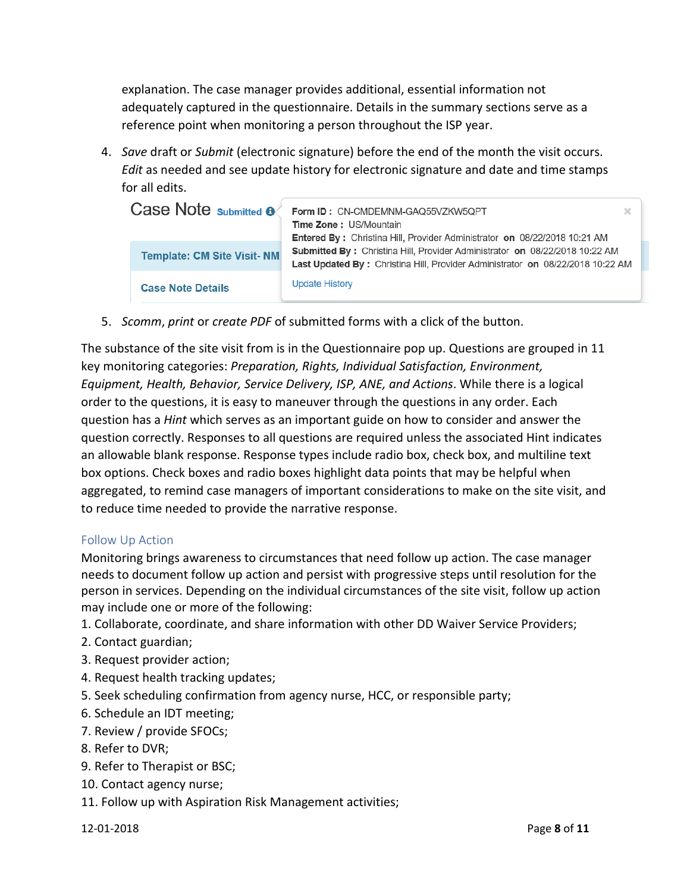explanation. The case manager provides additional, essential information not adequately captured in the questionnaire. Details in the summary sections serve as a reference point when monitoring a person throughout the ISP year.

4. *Save* draft or *Submit* (electronic signature) before the end of the month the visit occurs. *Edit* as needed and see update history for electronic signature and date and time stamps for all edits.

Case Note Submitted

Template: CM Site Visit- NM

Case Note Details

Form ID : CN-CMDEMNM-GAQ55VZKW5QPT
Time Zone : US/Mountain
Entered By : Christina Hill, Provider Administrator on 08/22/2018 10:21 AM
Submitted By : Christina Hill, Provider Administrator on 08/22/2018 10:22 AM
Last Updated By : Christina Hill, Provider Administrator on 08/22/2018 10:22 AM
Update History

5. *Scomm*, *print* or *create PDF* of submitted forms with a click of the button.

The substance of the site visit from is in the Questionnaire pop up. Questions are grouped in 11 key monitoring categories: *Preparation, Rights, Individual Satisfaction, Environment, Equipment, Health, Behavior, Service Delivery, ISP, ANE, and Actions*. While there is a logical order to the questions, it is easy to maneuver through the questions in any order. Each question has a *Hint* which serves as an important guide on how to consider and answer the question correctly. Responses to all questions are required unless the associated Hint indicates an allowable blank response. Response types include radio box, check box, and multiline text box options. Check boxes and radio boxes highlight data points that may be helpful when aggregated, to remind case managers of important considerations to make on the site visit, and to reduce time needed to provide the narrative response.

## Follow Up Action

Monitoring brings awareness to circumstances that need follow up action. The case manager needs to document follow up action and persist with progressive steps until resolution for the person in services. Depending on the individual circumstances of the site visit, follow up action may include one or more of the following:

1. Collaborate, coordinate, and share information with other DD Waiver Service Providers;
2. Contact guardian;
3. Request provider action;
4. Request health tracking updates;
5. Seek scheduling confirmation from agency nurse, HCC, or responsible party;
6. Schedule an IDT meeting;
7. Review / provide SFOCs;
8. Refer to DVR;
9. Refer to Therapist or BSC;
10. Contact agency nurse;
11. Follow up with Aspiration Risk Management activities;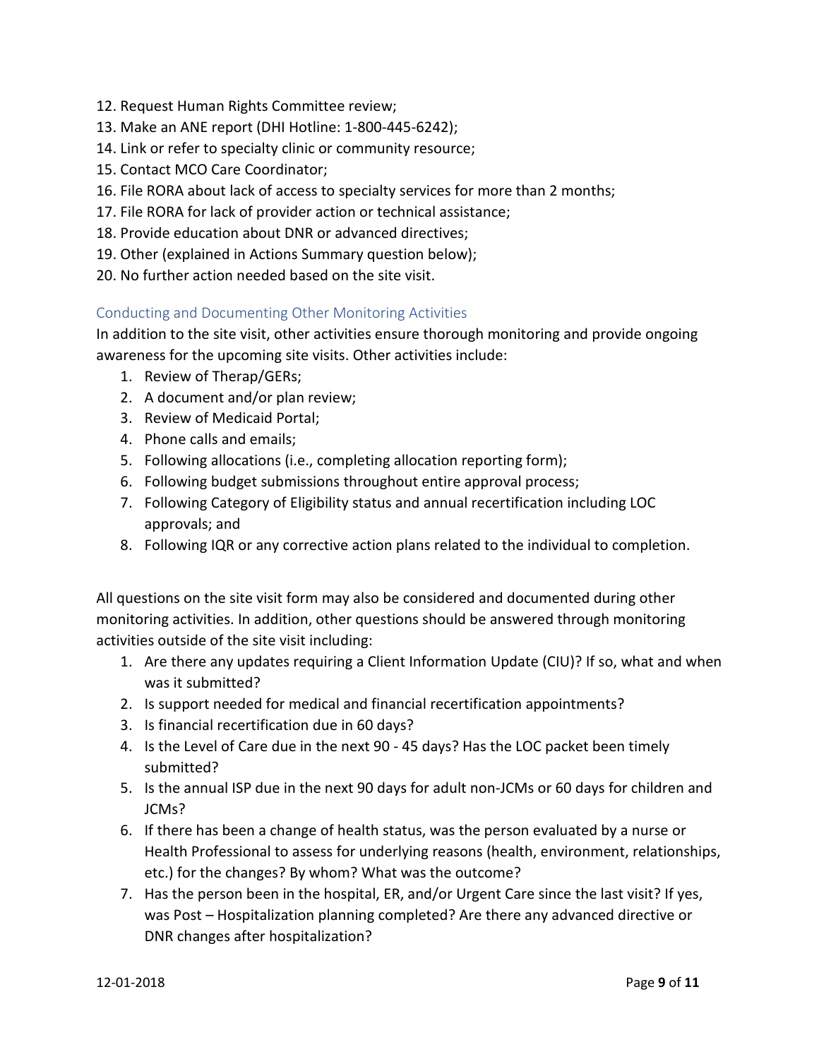12. Request Human Rights Committee review;
13. Make an ANE report (DHI Hotline: 1-800-445-6242);
14. Link or refer to specialty clinic or community resource;
15. Contact MCO Care Coordinator;
16. File RORA about lack of access to specialty services for more than 2 months;
17. File RORA for lack of provider action or technical assistance;
18. Provide education about DNR or advanced directives;
19. Other (explained in Actions Summary question below);
20. No further action needed based on the site visit.

### Conducting and Documenting Other Monitoring Activities

In addition to the site visit, other activities ensure thorough monitoring and provide ongoing awareness for the upcoming site visits. Other activities include:

1. Review of Therap/GERs;
2. A document and/or plan review;
3. Review of Medicaid Portal;
4. Phone calls and emails;
5. Following allocations (i.e., completing allocation reporting form);
6. Following budget submissions throughout entire approval process;
7. Following Category of Eligibility status and annual recertification including LOC approvals; and
8. Following IQR or any corrective action plans related to the individual to completion.

All questions on the site visit form may also be considered and documented during other monitoring activities. In addition, other questions should be answered through monitoring activities outside of the site visit including:

1. Are there any updates requiring a Client Information Update (CIU)? If so, what and when was it submitted?
2. Is support needed for medical and financial recertification appointments?
3. Is financial recertification due in 60 days?
4. Is the Level of Care due in the next 90 - 45 days? Has the LOC packet been timely submitted?
5. Is the annual ISP due in the next 90 days for adult non-JCMs or 60 days for children and JCMs?
6. If there has been a change of health status, was the person evaluated by a nurse or Health Professional to assess for underlying reasons (health, environment, relationships, etc.) for the changes? By whom? What was the outcome?
7. Has the person been in the hospital, ER, and/or Urgent Care since the last visit? If yes, was Post – Hospitalization planning completed? Are there any advanced directive or DNR changes after hospitalization?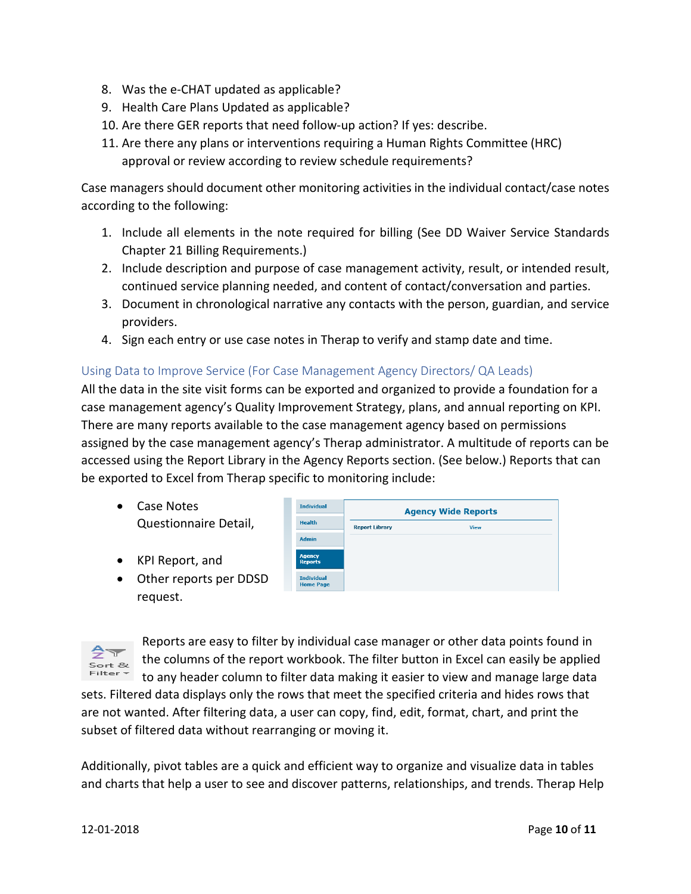8. Was the e-CHAT updated as applicable?
9. Health Care Plans Updated as applicable?
10. Are there GER reports that need follow-up action? If yes: describe.
11. Are there any plans or interventions requiring a Human Rights Committee (HRC) approval or review according to review schedule requirements?

Case managers should document other monitoring activities in the individual contact/case notes according to the following:

1. Include all elements in the note required for billing (See DD Waiver Service Standards Chapter 21 Billing Requirements.)
2. Include description and purpose of case management activity, result, or intended result, continued service planning needed, and content of contact/conversation and parties.
3. Document in chronological narrative any contacts with the person, guardian, and service providers.
4. Sign each entry or use case notes in Therap to verify and stamp date and time.

### Using Data to Improve Service (For Case Management Agency Directors/ QA Leads)

All the data in the site visit forms can be exported and organized to provide a foundation for a case management agency's Quality Improvement Strategy, plans, and annual reporting on KPI. There are many reports available to the case management agency based on permissions assigned by the case management agency's Therap administrator. A multitude of reports can be accessed using the Report Library in the Agency Reports section. (See below.) Reports that can be exported to Excel from Therap specific to monitoring include:

- Case Notes Questionnaire Detail,
- KPI Report, and
- Other reports per DDSD request.

| Individual | Agency Wide Reports | |
|---|---|---|
| Health | Report Library | View |
| Admin | | |
| Agency Reports | | |
| Individual Home Page | | |

Reports are easy to filter by individual case manager or other data points found in the columns of the report workbook. The filter button in Excel can easily be applied to any header column to filter data making it easier to view and manage large data sets. Filtered data displays only the rows that meet the specified criteria and hides rows that are not wanted. After filtering data, a user can copy, find, edit, format, chart, and print the subset of filtered data without rearranging or moving it.

Additionally, pivot tables are a quick and efficient way to organize and visualize data in tables and charts that help a user to see and discover patterns, relationships, and trends. Therap Help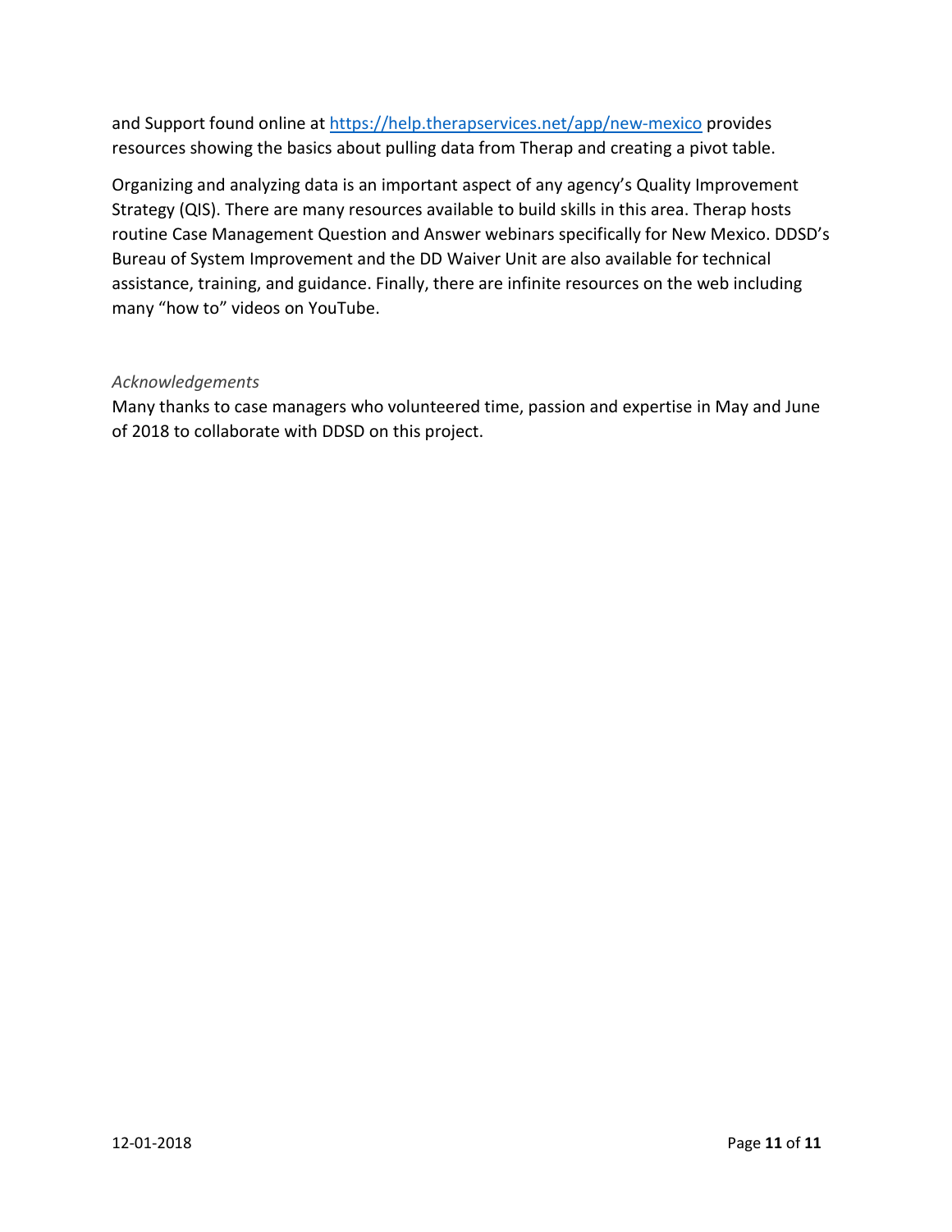and Support found online at [https://help.therapservices.net/app/new-mexico](https://help.therapservices.net/app/new-mexico) provides resources showing the basics about pulling data from Therap and creating a pivot table.

Organizing and analyzing data is an important aspect of any agency's Quality Improvement Strategy (QIS). There are many resources available to build skills in this area. Therap hosts routine Case Management Question and Answer webinars specifically for New Mexico. DDSD's Bureau of System Improvement and the DD Waiver Unit are also available for technical assistance, training, and guidance. Finally, there are infinite resources on the web including many "how to" videos on YouTube.

*Acknowledgements*

Many thanks to case managers who volunteered time, passion and expertise in May and June of 2018 to collaborate with DDSD on this project.